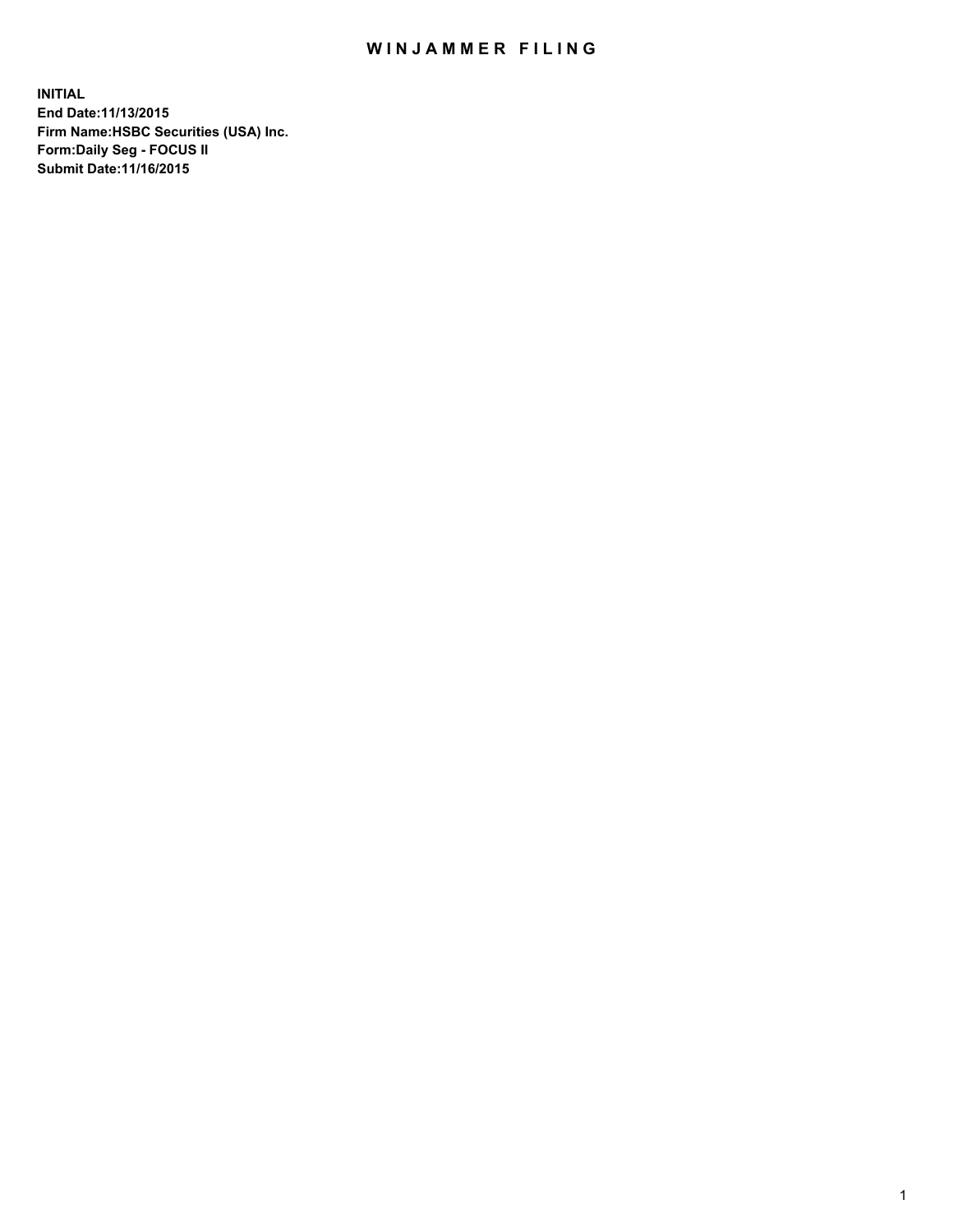# WINJAMMER FILING

**INITIAL**
**End Date:11/13/2015**
**Firm Name:HSBC Securities (USA) Inc.**
**Form:Daily Seg - FOCUS II**
**Submit Date:11/16/2015**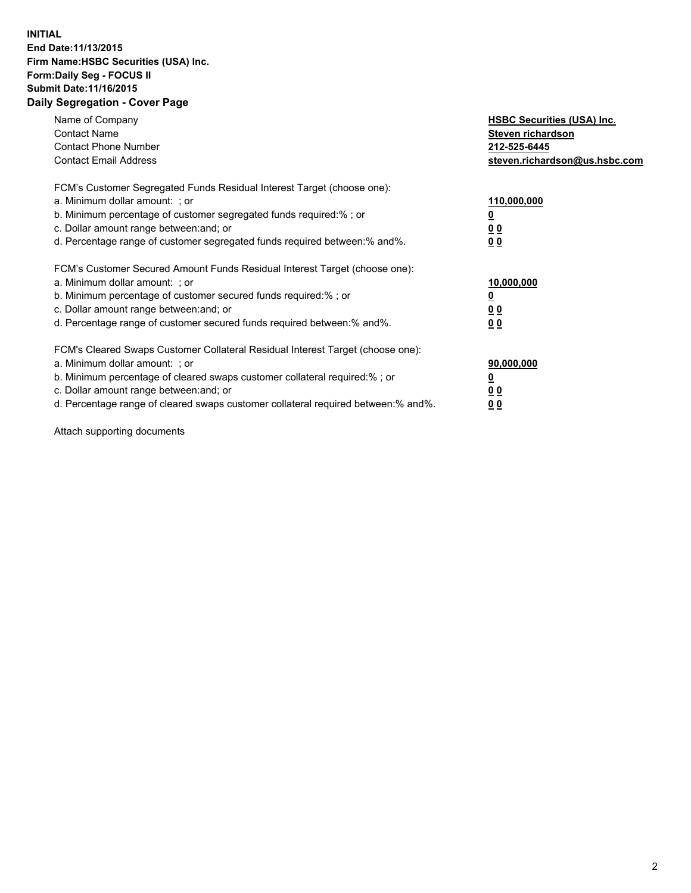**INITIAL**
**End Date:11/13/2015**
**Firm Name:HSBC Securities (USA) Inc.**
**Form:Daily Seg - FOCUS II**
**Submit Date:11/16/2015**

## Daily Segregation - Cover Page

| | |
|---|---|
| Name of Company | **HSBC Securities (USA) Inc.** |
| Contact Name | **Steven richardson** |
| Contact Phone Number | **212-525-6445** |
| Contact Email Address | **steven.richardson@us.hsbc.com** |

| | |
|---|---|
| FCM's Customer Segregated Funds Residual Interest Target (choose one): | |
| a. Minimum dollar amount: ; or | **110,000,000** |
| b. Minimum percentage of customer segregated funds required:% ; or | **0** |
| c. Dollar amount range between:and; or | **0 0** |
| d. Percentage range of customer segregated funds required between:% and%. | **0 0** |

| | |
|---|---|
| FCM's Customer Secured Amount Funds Residual Interest Target (choose one): | |
| a. Minimum dollar amount: ; or | **10,000,000** |
| b. Minimum percentage of customer secured funds required:% ; or | **0** |
| c. Dollar amount range between:and; or | **0 0** |
| d. Percentage range of customer secured funds required between:% and%. | **0 0** |

| | |
|---|---|
| FCM's Cleared Swaps Customer Collateral Residual Interest Target (choose one): | |
| a. Minimum dollar amount: ; or | **90,000,000** |
| b. Minimum percentage of cleared swaps customer collateral required:% ; or | **0** |
| c. Dollar amount range between:and; or | **0 0** |
| d. Percentage range of cleared swaps customer collateral required between:% and%. | **0 0** |

Attach supporting documents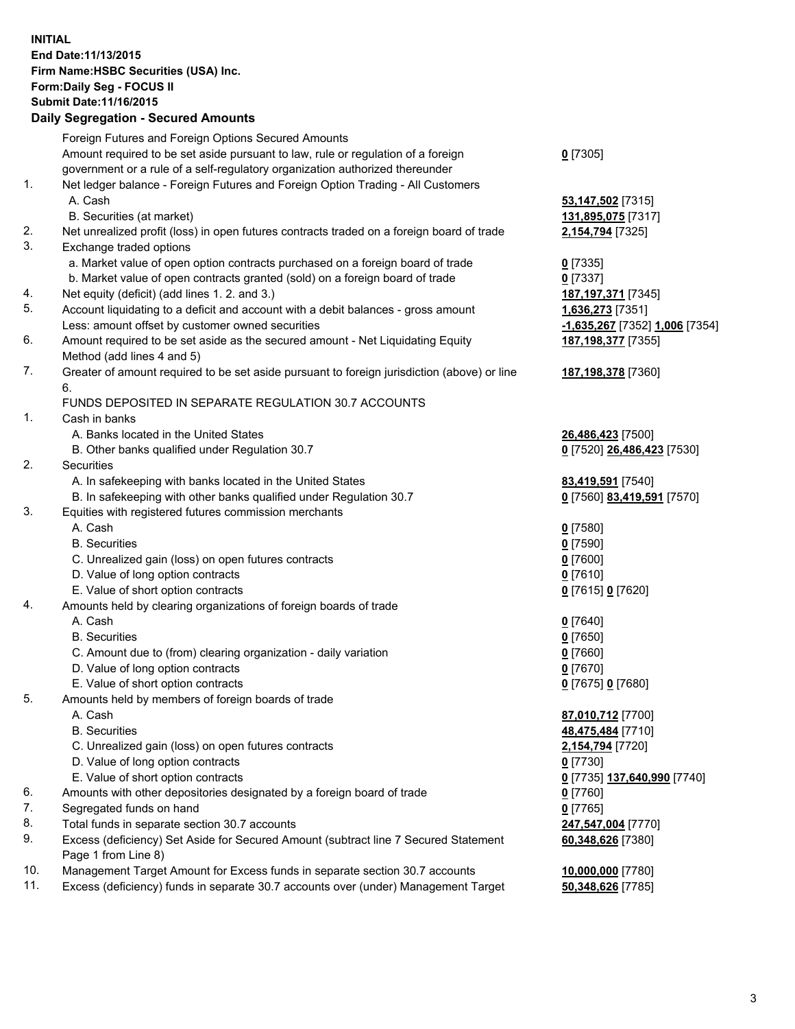**INITIAL**
**End Date:11/13/2015**
**Firm Name:HSBC Securities (USA) Inc.**
**Form:Daily Seg - FOCUS II**
**Submit Date:11/16/2015**

### Daily Segregation - Secured Amounts

| | | |
|---|---|---|
| | Foreign Futures and Foreign Options Secured Amounts | |
| | Amount required to be set aside pursuant to law, rule or regulation of a foreign government or a rule of a self-regulatory organization authorized thereunder | **0** [7305] |
| 1. | Net ledger balance - Foreign Futures and Foreign Option Trading - All Customers | |
| | A. Cash | **53,147,502** [7315] |
| | B. Securities (at market) | **131,895,075** [7317] |
| 2. | Net unrealized profit (loss) in open futures contracts traded on a foreign board of trade | **2,154,794** [7325] |
| 3. | Exchange traded options | |
| | a. Market value of open option contracts purchased on a foreign board of trade | **0** [7335] |
| | b. Market value of open contracts granted (sold) on a foreign board of trade | **0** [7337] |
| 4. | Net equity (deficit) (add lines 1. 2. and 3.) | **187,197,371** [7345] |
| 5. | Account liquidating to a deficit and account with a debit balances - gross amount | **1,636,273** [7351] |
| | Less: amount offset by customer owned securities | **-1,635,267** [7352] **1,006** [7354] |
| 6. | Amount required to be set aside as the secured amount - Net Liquidating Equity Method (add lines 4 and 5) | **187,198,377** [7355] |
| 7. | Greater of amount required to be set aside pursuant to foreign jurisdiction (above) or line 6. | **187,198,378** [7360] |
| | FUNDS DEPOSITED IN SEPARATE REGULATION 30.7 ACCOUNTS | |
| 1. | Cash in banks | |
| | A. Banks located in the United States | **26,486,423** [7500] |
| | B. Other banks qualified under Regulation 30.7 | **0** [7520] **26,486,423** [7530] |
| 2. | Securities | |
| | A. In safekeeping with banks located in the United States | **83,419,591** [7540] |
| | B. In safekeeping with other banks qualified under Regulation 30.7 | **0** [7560] **83,419,591** [7570] |
| 3. | Equities with registered futures commission merchants | |
| | A. Cash | **0** [7580] |
| | B. Securities | **0** [7590] |
| | C. Unrealized gain (loss) on open futures contracts | **0** [7600] |
| | D. Value of long option contracts | **0** [7610] |
| | E. Value of short option contracts | **0** [7615] **0** [7620] |
| 4. | Amounts held by clearing organizations of foreign boards of trade | |
| | A. Cash | **0** [7640] |
| | B. Securities | **0** [7650] |
| | C. Amount due to (from) clearing organization - daily variation | **0** [7660] |
| | D. Value of long option contracts | **0** [7670] |
| | E. Value of short option contracts | **0** [7675] **0** [7680] |
| 5. | Amounts held by members of foreign boards of trade | |
| | A. Cash | **87,010,712** [7700] |
| | B. Securities | **48,475,484** [7710] |
| | C. Unrealized gain (loss) on open futures contracts | **2,154,794** [7720] |
| | D. Value of long option contracts | **0** [7730] |
| | E. Value of short option contracts | **0** [7735] **137,640,990** [7740] |
| 6. | Amounts with other depositories designated by a foreign board of trade | **0** [7760] |
| 7. | Segregated funds on hand | **0** [7765] |
| 8. | Total funds in separate section 30.7 accounts | **247,547,004** [7770] |
| 9. | Excess (deficiency) Set Aside for Secured Amount (subtract line 7 Secured Statement Page 1 from Line 8) | **60,348,626** [7380] |
| 10. | Management Target Amount for Excess funds in separate section 30.7 accounts | **10,000,000** [7780] |
| 11. | Excess (deficiency) funds in separate 30.7 accounts over (under) Management Target | **50,348,626** [7785] |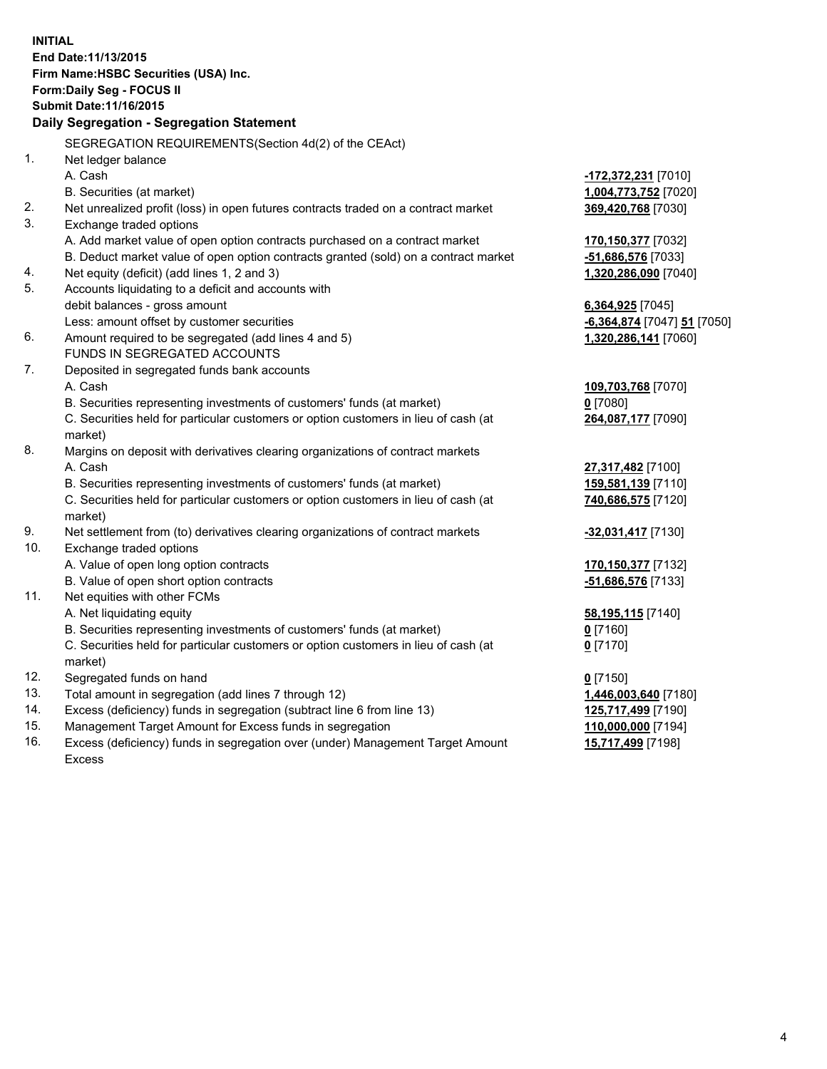**INITIAL**
**End Date:11/13/2015**
**Firm Name:HSBC Securities (USA) Inc.**
**Form:Daily Seg - FOCUS II**
**Submit Date:11/16/2015**

**Daily Segregation - Segregation Statement**

| | | |
|---|---|---|
| | SEGREGATION REQUIREMENTS(Section 4d(2) of the CEAct) | |
| 1. | Net ledger balance | |
| | A. Cash | **-172,372,231** [7010] |
| | B. Securities (at market) | **1,004,773,752** [7020] |
| 2. | Net unrealized profit (loss) in open futures contracts traded on a contract market | **369,420,768** [7030] |
| 3. | Exchange traded options | |
| | A. Add market value of open option contracts purchased on a contract market | **170,150,377** [7032] |
| | B. Deduct market value of open option contracts granted (sold) on a contract market | **-51,686,576** [7033] |
| 4. | Net equity (deficit) (add lines 1, 2 and 3) | **1,320,286,090** [7040] |
| 5. | Accounts liquidating to a deficit and accounts with | |
| | debit balances - gross amount | **6,364,925** [7045] |
| | Less: amount offset by customer securities | **-6,364,874** [7047] **51** [7050] |
| 6. | Amount required to be segregated (add lines 4 and 5) | **1,320,286,141** [7060] |
| | FUNDS IN SEGREGATED ACCOUNTS | |
| 7. | Deposited in segregated funds bank accounts | |
| | A. Cash | **109,703,768** [7070] |
| | B. Securities representing investments of customers' funds (at market) | **0** [7080] |
| | C. Securities held for particular customers or option customers in lieu of cash (at market) | **264,087,177** [7090] |
| 8. | Margins on deposit with derivatives clearing organizations of contract markets | |
| | A. Cash | **27,317,482** [7100] |
| | B. Securities representing investments of customers' funds (at market) | **159,581,139** [7110] |
| | C. Securities held for particular customers or option customers in lieu of cash (at market) | **740,686,575** [7120] |
| 9. | Net settlement from (to) derivatives clearing organizations of contract markets | **-32,031,417** [7130] |
| 10. | Exchange traded options | |
| | A. Value of open long option contracts | **170,150,377** [7132] |
| | B. Value of open short option contracts | **-51,686,576** [7133] |
| 11. | Net equities with other FCMs | |
| | A. Net liquidating equity | **58,195,115** [7140] |
| | B. Securities representing investments of customers' funds (at market) | **0** [7160] |
| | C. Securities held for particular customers or option customers in lieu of cash (at market) | **0** [7170] |
| 12. | Segregated funds on hand | **0** [7150] |
| 13. | Total amount in segregation (add lines 7 through 12) | **1,446,003,640** [7180] |
| 14. | Excess (deficiency) funds in segregation (subtract line 6 from line 13) | **125,717,499** [7190] |
| 15. | Management Target Amount for Excess funds in segregation | **110,000,000** [7194] |
| 16. | Excess (deficiency) funds in segregation over (under) Management Target Amount Excess | **15,717,499** [7198] |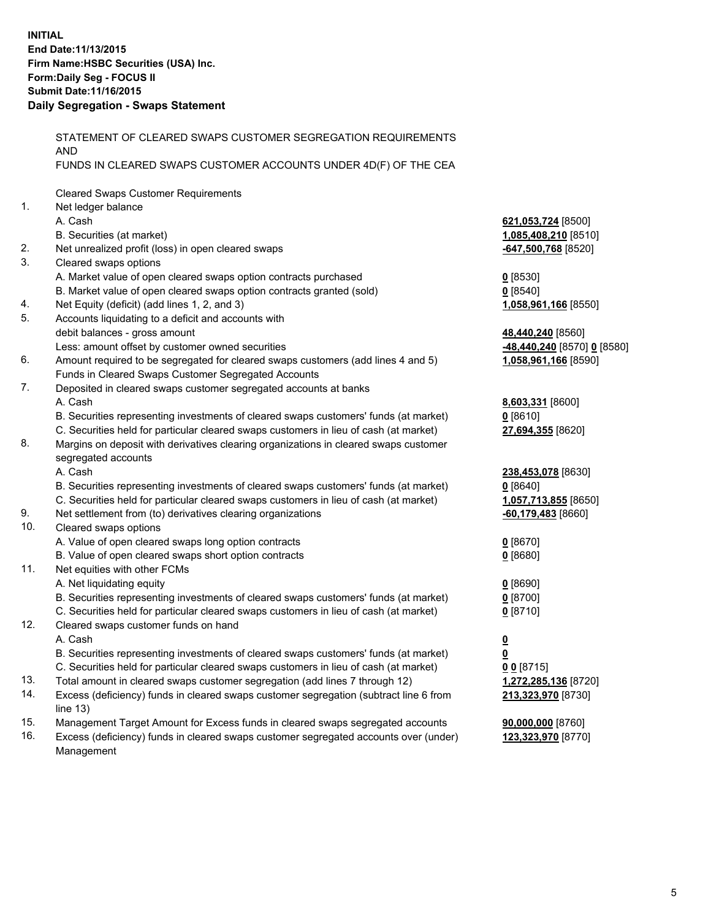**INITIAL**
**End Date:11/13/2015**
**Firm Name:HSBC Securities (USA) Inc.**
**Form:Daily Seg - FOCUS II**
**Submit Date:11/16/2015**
**Daily Segregation - Swaps Statement**

STATEMENT OF CLEARED SWAPS CUSTOMER SEGREGATION REQUIREMENTS AND FUNDS IN CLEARED SWAPS CUSTOMER ACCOUNTS UNDER 4D(F) OF THE CEA

| | | |
|---|---|---|
| | Cleared Swaps Customer Requirements | |
| 1. | Net ledger balance | |
| | A. Cash | **621,053,724** [8500] |
| | B. Securities (at market) | **1,085,408,210** [8510] |
| 2. | Net unrealized profit (loss) in open cleared swaps | **-647,500,768** [8520] |
| 3. | Cleared swaps options | |
| | A. Market value of open cleared swaps option contracts purchased | **0** [8530] |
| | B. Market value of open cleared swaps option contracts granted (sold) | **0** [8540] |
| 4. | Net Equity (deficit) (add lines 1, 2, and 3) | **1,058,961,166** [8550] |
| 5. | Accounts liquidating to a deficit and accounts with debit balances - gross amount | **48,440,240** [8560] |
| | Less: amount offset by customer owned securities | **-48,440,240** [8570] **0** [8580] |
| 6. | Amount required to be segregated for cleared swaps customers (add lines 4 and 5) | **1,058,961,166** [8590] |
| | Funds in Cleared Swaps Customer Segregated Accounts | |
| 7. | Deposited in cleared swaps customer segregated accounts at banks | |
| | A. Cash | **8,603,331** [8600] |
| | B. Securities representing investments of cleared swaps customers' funds (at market) | **0** [8610] |
| | C. Securities held for particular cleared swaps customers in lieu of cash (at market) | **27,694,355** [8620] |
| 8. | Margins on deposit with derivatives clearing organizations in cleared swaps customer segregated accounts | |
| | A. Cash | **238,453,078** [8630] |
| | B. Securities representing investments of cleared swaps customers' funds (at market) | **0** [8640] |
| | C. Securities held for particular cleared swaps customers in lieu of cash (at market) | **1,057,713,855** [8650] |
| 9. | Net settlement from (to) derivatives clearing organizations | **-60,179,483** [8660] |
| 10. | Cleared swaps options | |
| | A. Value of open cleared swaps long option contracts | **0** [8670] |
| | B. Value of open cleared swaps short option contracts | **0** [8680] |
| 11. | Net equities with other FCMs | |
| | A. Net liquidating equity | **0** [8690] |
| | B. Securities representing investments of cleared swaps customers' funds (at market) | **0** [8700] |
| | C. Securities held for particular cleared swaps customers in lieu of cash (at market) | **0** [8710] |
| 12. | Cleared swaps customer funds on hand | |
| | A. Cash | **0** |
| | B. Securities representing investments of cleared swaps customers' funds (at market) | **0** |
| | C. Securities held for particular cleared swaps customers in lieu of cash (at market) | **0** **0** [8715] |
| 13. | Total amount in cleared swaps customer segregation (add lines 7 through 12) | **1,272,285,136** [8720] |
| 14. | Excess (deficiency) funds in cleared swaps customer segregation (subtract line 6 from line 13) | **213,323,970** [8730] |
| 15. | Management Target Amount for Excess funds in cleared swaps segregated accounts | **90,000,000** [8760] |
| 16. | Excess (deficiency) funds in cleared swaps customer segregated accounts over (under) Management | **123,323,970** [8770] |